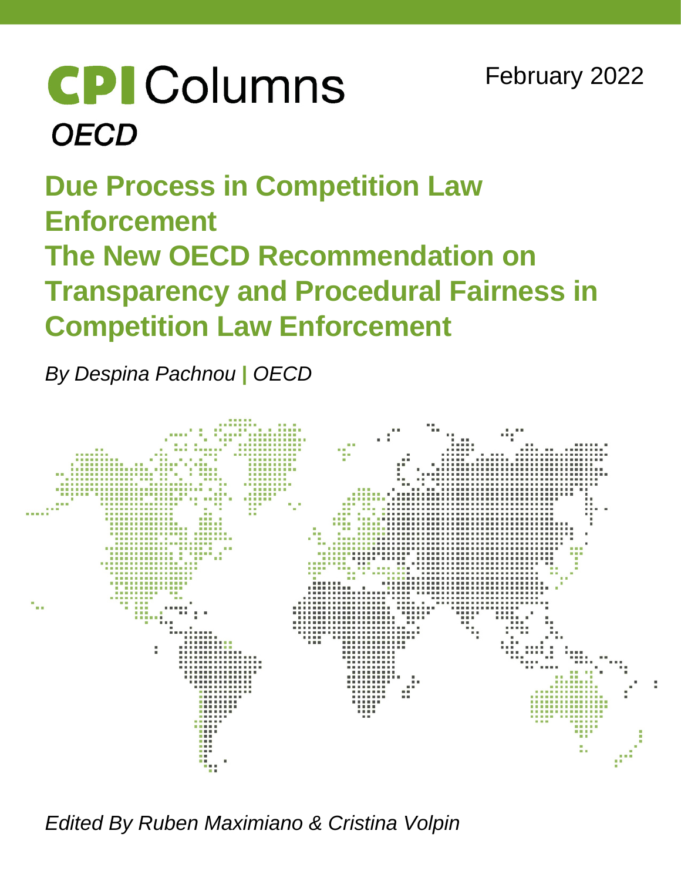# CPI Columns

## OECD

February 2022

# Due Process in Competition Law Enforcement
# The New OECD Recommendation on Transparency and Procedural Fairness in Competition Law Enforcement

*By Despina Pachnou | OECD*

*Edited By Ruben Maximiano & Cristina Volpin*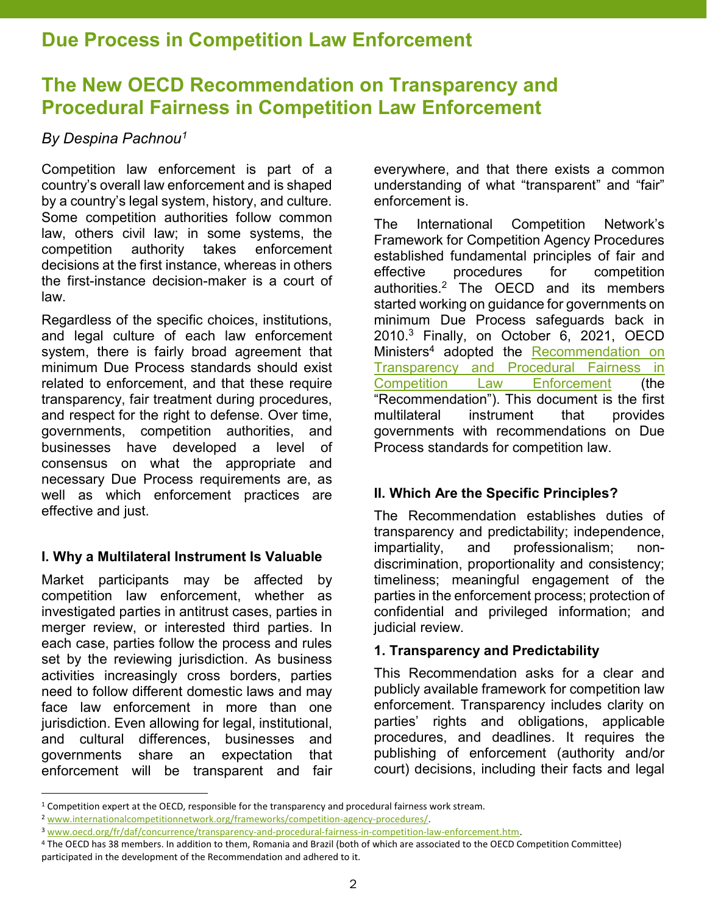# Due Process in Competition Law Enforcement

## The New OECD Recommendation on Transparency and Procedural Fairness in Competition Law Enforcement

*By Despina Pachnou*[1]

Competition law enforcement is part of a country's overall law enforcement and is shaped by a country's legal system, history, and culture. Some competition authorities follow common law, others civil law; in some systems, the competition authority takes enforcement decisions at the first instance, whereas in others the first-instance decision-maker is a court of law.

Regardless of the specific choices, institutions, and legal culture of each law enforcement system, there is fairly broad agreement that minimum Due Process standards should exist related to enforcement, and that these require transparency, fair treatment during procedures, and respect for the right to defense. Over time, governments, competition authorities, and businesses have developed a level of consensus on what the appropriate and necessary Due Process requirements are, as well as which enforcement practices are effective and just.

### I. Why a Multilateral Instrument Is Valuable

Market participants may be affected by competition law enforcement, whether as investigated parties in antitrust cases, parties in merger review, or interested third parties. In each case, parties follow the process and rules set by the reviewing jurisdiction. As business activities increasingly cross borders, parties need to follow different domestic laws and may face law enforcement in more than one jurisdiction. Even allowing for legal, institutional, and cultural differences, businesses and governments share an expectation that enforcement will be transparent and fair everywhere, and that there exists a common understanding of what "transparent" and "fair" enforcement is.

The International Competition Network's Framework for Competition Agency Procedures established fundamental principles of fair and effective procedures for competition authorities.[2] The OECD and its members started working on guidance for governments on minimum Due Process safeguards back in 2010.[3] Finally, on October 6, 2021, OECD Ministers[4] adopted the Recommendation on Transparency and Procedural Fairness in Competition Law Enforcement (the "Recommendation"). This document is the first multilateral instrument that provides governments with recommendations on Due Process standards for competition law.

### II. Which Are the Specific Principles?

The Recommendation establishes duties of transparency and predictability; independence, impartiality, and professionalism; non-discrimination, proportionality and consistency; timeliness; meaningful engagement of the parties in the enforcement process; protection of confidential and privileged information; and judicial review.

#### 1. Transparency and Predictability

This Recommendation asks for a clear and publicly available framework for competition law enforcement. Transparency includes clarity on parties' rights and obligations, applicable procedures, and deadlines. It requires the publishing of enforcement (authority and/or court) decisions, including their facts and legal

---

[1] Competition expert at the OECD, responsible for the transparency and procedural fairness work stream.

[2] www.internationalcompetitionnetwork.org/frameworks/competition-agency-procedures/.

[3] www.oecd.org/fr/daf/concurrence/transparency-and-procedural-fairness-in-competition-law-enforcement.htm.

[4] The OECD has 38 members. In addition to them, Romania and Brazil (both of which are associated to the OECD Competition Committee) participated in the development of the Recommendation and adhered to it.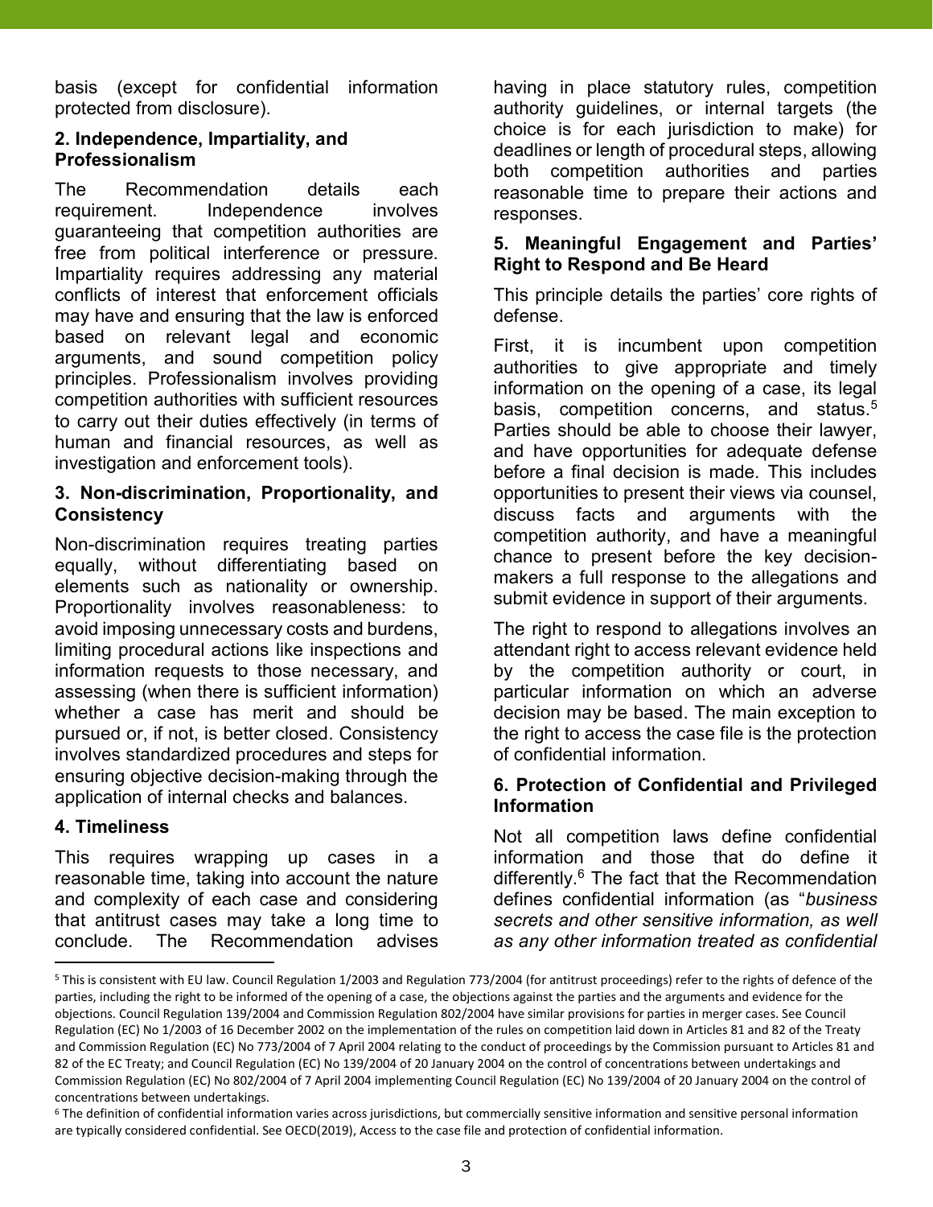basis (except for confidential information protected from disclosure).

### 2. Independence, Impartiality, and Professionalism

The Recommendation details each requirement. Independence involves guaranteeing that competition authorities are free from political interference or pressure. Impartiality requires addressing any material conflicts of interest that enforcement officials may have and ensuring that the law is enforced based on relevant legal and economic arguments, and sound competition policy principles. Professionalism involves providing competition authorities with sufficient resources to carry out their duties effectively (in terms of human and financial resources, as well as investigation and enforcement tools).

### 3. Non-discrimination, Proportionality, and Consistency

Non-discrimination requires treating parties equally, without differentiating based on elements such as nationality or ownership. Proportionality involves reasonableness: to avoid imposing unnecessary costs and burdens, limiting procedural actions like inspections and information requests to those necessary, and assessing (when there is sufficient information) whether a case has merit and should be pursued or, if not, is better closed. Consistency involves standardized procedures and steps for ensuring objective decision-making through the application of internal checks and balances.

### 4. Timeliness

This requires wrapping up cases in a reasonable time, taking into account the nature and complexity of each case and considering that antitrust cases may take a long time to conclude. The Recommendation advises having in place statutory rules, competition authority guidelines, or internal targets (the choice is for each jurisdiction to make) for deadlines or length of procedural steps, allowing both competition authorities and parties reasonable time to prepare their actions and responses.

### 5. Meaningful Engagement and Parties' Right to Respond and Be Heard

This principle details the parties' core rights of defense.

First, it is incumbent upon competition authorities to give appropriate and timely information on the opening of a case, its legal basis, competition concerns, and status.[5] Parties should be able to choose their lawyer, and have opportunities for adequate defense before a final decision is made. This includes opportunities to present their views via counsel, discuss facts and arguments with the competition authority, and have a meaningful chance to present before the key decision-makers a full response to the allegations and submit evidence in support of their arguments.

The right to respond to allegations involves an attendant right to access relevant evidence held by the competition authority or court, in particular information on which an adverse decision may be based. The main exception to the right to access the case file is the protection of confidential information.

### 6. Protection of Confidential and Privileged Information

Not all competition laws define confidential information and those that do define it differently.[6] The fact that the Recommendation defines confidential information (as "*business secrets and other sensitive information, as well as any other information treated as confidential*

---

[5] This is consistent with EU law. Council Regulation 1/2003 and Regulation 773/2004 (for antitrust proceedings) refer to the rights of defence of the parties, including the right to be informed of the opening of a case, the objections against the parties and the arguments and evidence for the objections. Council Regulation 139/2004 and Commission Regulation 802/2004 have similar provisions for parties in merger cases. See Council Regulation (EC) No 1/2003 of 16 December 2002 on the implementation of the rules on competition laid down in Articles 81 and 82 of the Treaty and Commission Regulation (EC) No 773/2004 of 7 April 2004 relating to the conduct of proceedings by the Commission pursuant to Articles 81 and 82 of the EC Treaty; and Council Regulation (EC) No 139/2004 of 20 January 2004 on the control of concentrations between undertakings and Commission Regulation (EC) No 802/2004 of 7 April 2004 implementing Council Regulation (EC) No 139/2004 of 20 January 2004 on the control of concentrations between undertakings.

[6] The definition of confidential information varies across jurisdictions, but commercially sensitive information and sensitive personal information are typically considered confidential. See OECD(2019), Access to the case file and protection of confidential information.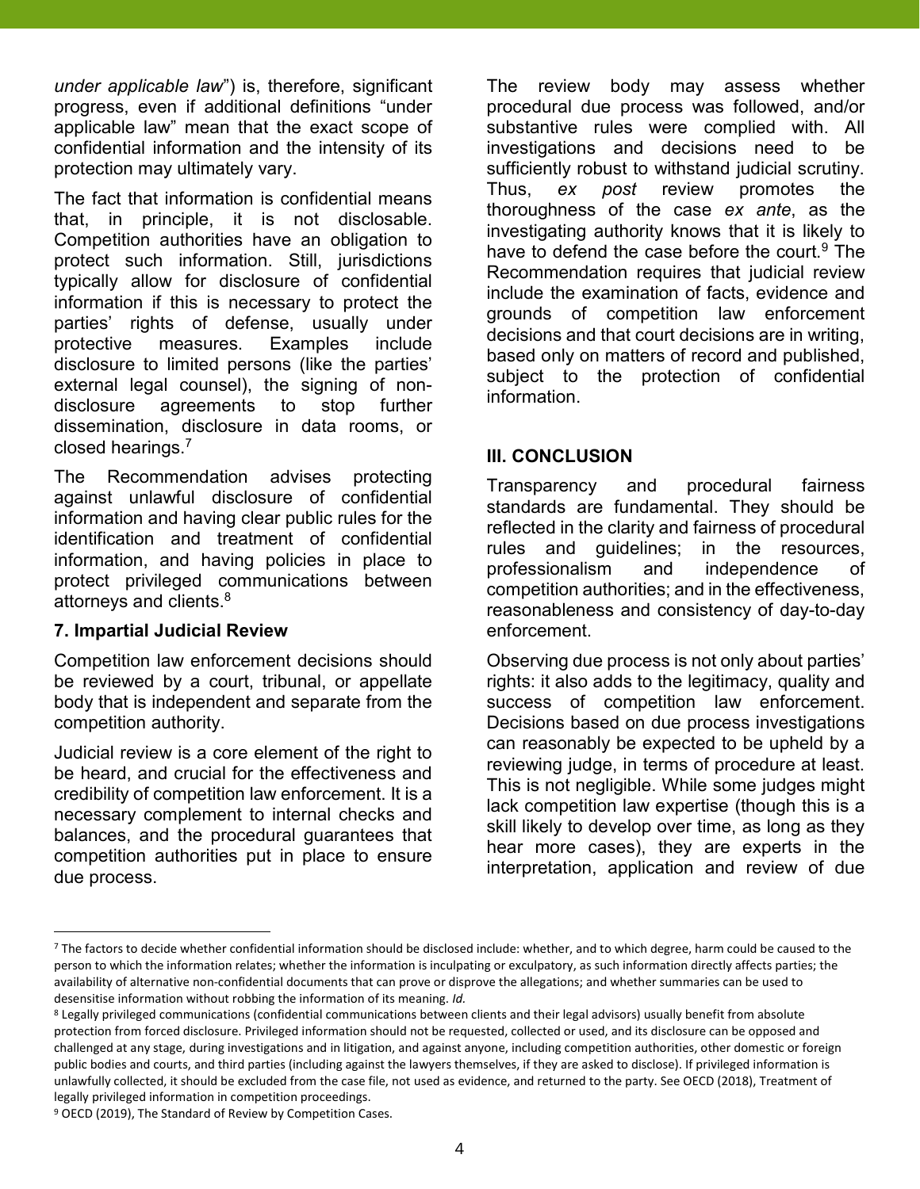*under applicable law*") is, therefore, significant progress, even if additional definitions "under applicable law" mean that the exact scope of confidential information and the intensity of its protection may ultimately vary.

The fact that information is confidential means that, in principle, it is not disclosable. Competition authorities have an obligation to protect such information. Still, jurisdictions typically allow for disclosure of confidential information if this is necessary to protect the parties' rights of defense, usually under protective measures. Examples include disclosure to limited persons (like the parties' external legal counsel), the signing of non-disclosure agreements to stop further dissemination, disclosure in data rooms, or closed hearings.[7]

The Recommendation advises protecting against unlawful disclosure of confidential information and having clear public rules for the identification and treatment of confidential information, and having policies in place to protect privileged communications between attorneys and clients.[8]

### 7. Impartial Judicial Review

Competition law enforcement decisions should be reviewed by a court, tribunal, or appellate body that is independent and separate from the competition authority.

Judicial review is a core element of the right to be heard, and crucial for the effectiveness and credibility of competition law enforcement. It is a necessary complement to internal checks and balances, and the procedural guarantees that competition authorities put in place to ensure due process.

The review body may assess whether procedural due process was followed, and/or substantive rules were complied with. All investigations and decisions need to be sufficiently robust to withstand judicial scrutiny. Thus, *ex post* review promotes the thoroughness of the case *ex ante*, as the investigating authority knows that it is likely to have to defend the case before the court.[9] The Recommendation requires that judicial review include the examination of facts, evidence and grounds of competition law enforcement decisions and that court decisions are in writing, based only on matters of record and published, subject to the protection of confidential information.

## III. CONCLUSION

Transparency and procedural fairness standards are fundamental. They should be reflected in the clarity and fairness of procedural rules and guidelines; in the resources, professionalism and independence of competition authorities; and in the effectiveness, reasonableness and consistency of day-to-day enforcement.

Observing due process is not only about parties' rights: it also adds to the legitimacy, quality and success of competition law enforcement. Decisions based on due process investigations can reasonably be expected to be upheld by a reviewing judge, in terms of procedure at least. This is not negligible. While some judges might lack competition law expertise (though this is a skill likely to develop over time, as long as they hear more cases), they are experts in the interpretation, application and review of due

---

[7] The factors to decide whether confidential information should be disclosed include: whether, and to which degree, harm could be caused to the person to which the information relates; whether the information is inculpating or exculpatory, as such information directly affects parties; the availability of alternative non-confidential documents that can prove or disprove the allegations; and whether summaries can be used to desensitise information without robbing the information of its meaning. *Id.*

[8] Legally privileged communications (confidential communications between clients and their legal advisors) usually benefit from absolute protection from forced disclosure. Privileged information should not be requested, collected or used, and its disclosure can be opposed and challenged at any stage, during investigations and in litigation, and against anyone, including competition authorities, other domestic or foreign public bodies and courts, and third parties (including against the lawyers themselves, if they are asked to disclose). If privileged information is unlawfully collected, it should be excluded from the case file, not used as evidence, and returned to the party. See OECD (2018), Treatment of legally privileged information in competition proceedings.

[9] OECD (2019), The Standard of Review by Competition Cases.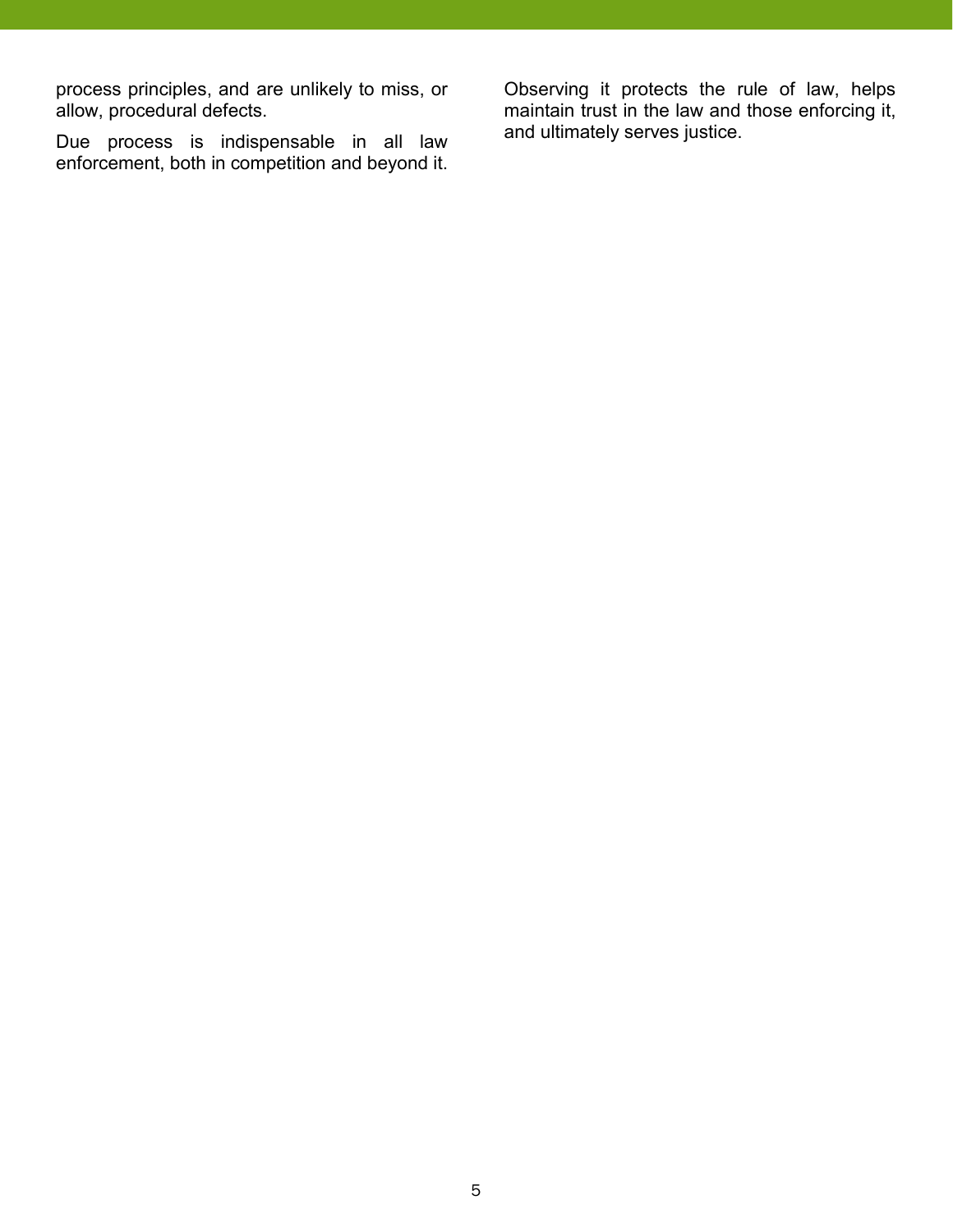process principles, and are unlikely to miss, or allow, procedural defects.

Due process is indispensable in all law enforcement, both in competition and beyond it. Observing it protects the rule of law, helps maintain trust in the law and those enforcing it, and ultimately serves justice.